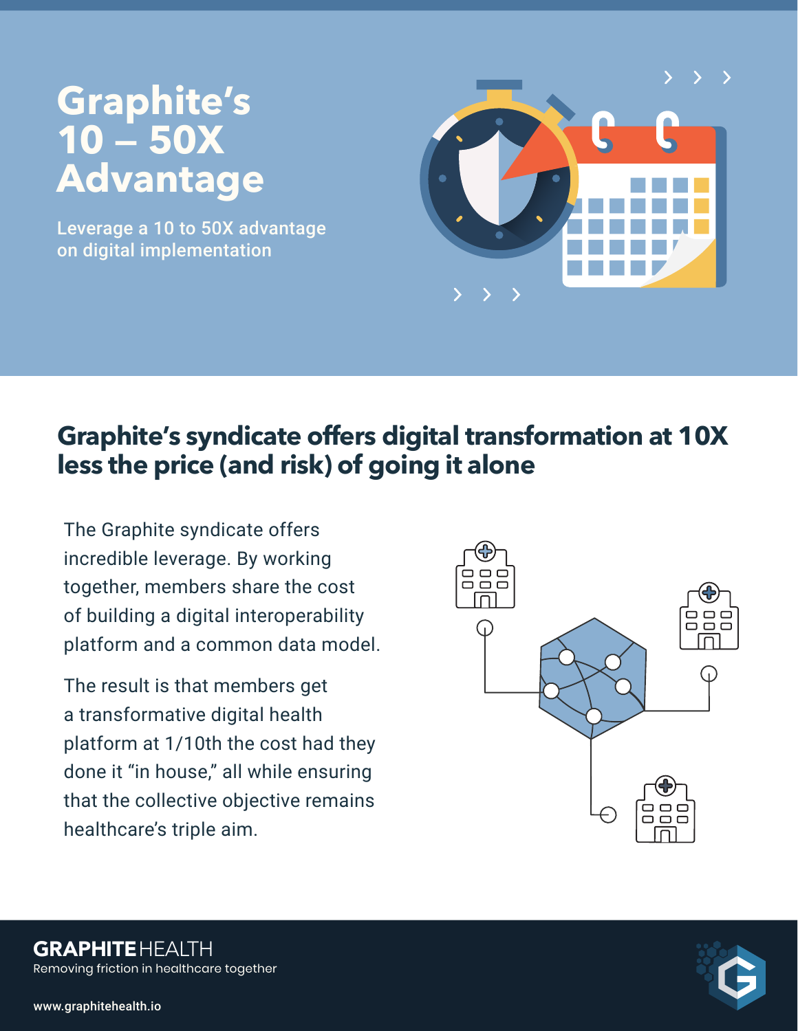# Graphite's 10 – 50X Advantage

Leverage a 10 to 50X advantage on digital implementation

## Graphite's syndicate offers digital transformation at 10X less the price (and risk) of going it alone

The Graphite syndicate offers incredible leverage. By working together, members share the cost of building a digital interoperability platform and a common data model.

The result is that members get a transformative digital health platform at 1/10th the cost had they done it "in house," all while ensuring that the collective objective remains healthcare's triple aim.

**GRAPHITE** HEALTH

Removing friction in healthcare together

www.graphitehealth.io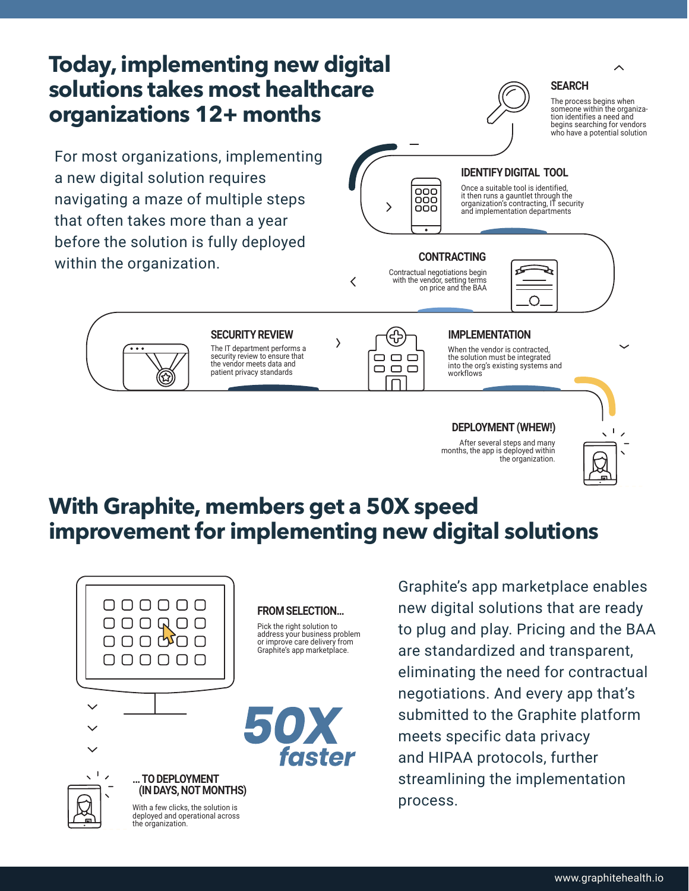# Today, implementing new digital solutions takes most healthcare organizations 12+ months

For most organizations, implementing a new digital solution requires navigating a maze of multiple steps that often takes more than a year before the solution is fully deployed within the organization.

### SEARCH

The process begins when someone within the organization identifies a need and begins searching for vendors who have a potential solution

### IDENTIFY DIGITAL TOOL

Once a suitable tool is identified, it then runs a gauntlet through the organization's contracting, IT security and implementation departments

### CONTRACTING

Contractual negotiations begin with the vendor, setting terms on price and the BAA

### SECURITY REVIEW

The IT department performs a security review to ensure that the vendor meets data and patient privacy standards

### IMPLEMENTATION

When the vendor is contracted, the solution must be integrated into the org's existing systems and workflows

### DEPLOYMENT (WHEW!)

After several steps and many months, the app is deployed within the organization.

# With Graphite, members get a 50X speed improvement for implementing new digital solutions

### FROM SELECTION...

Pick the right solution to address your business problem or improve care delivery from Graphite's app marketplace.

**50X** *faster*

### ... TO DEPLOYMENT (IN DAYS, NOT MONTHS)

With a few clicks, the solution is deployed and operational across the organization.

Graphite's app marketplace enables new digital solutions that are ready to plug and play. Pricing and the BAA are standardized and transparent, eliminating the need for contractual negotiations. And every app that's submitted to the Graphite platform meets specific data privacy and HIPAA protocols, further streamlining the implementation process.

www.graphitehealth.io